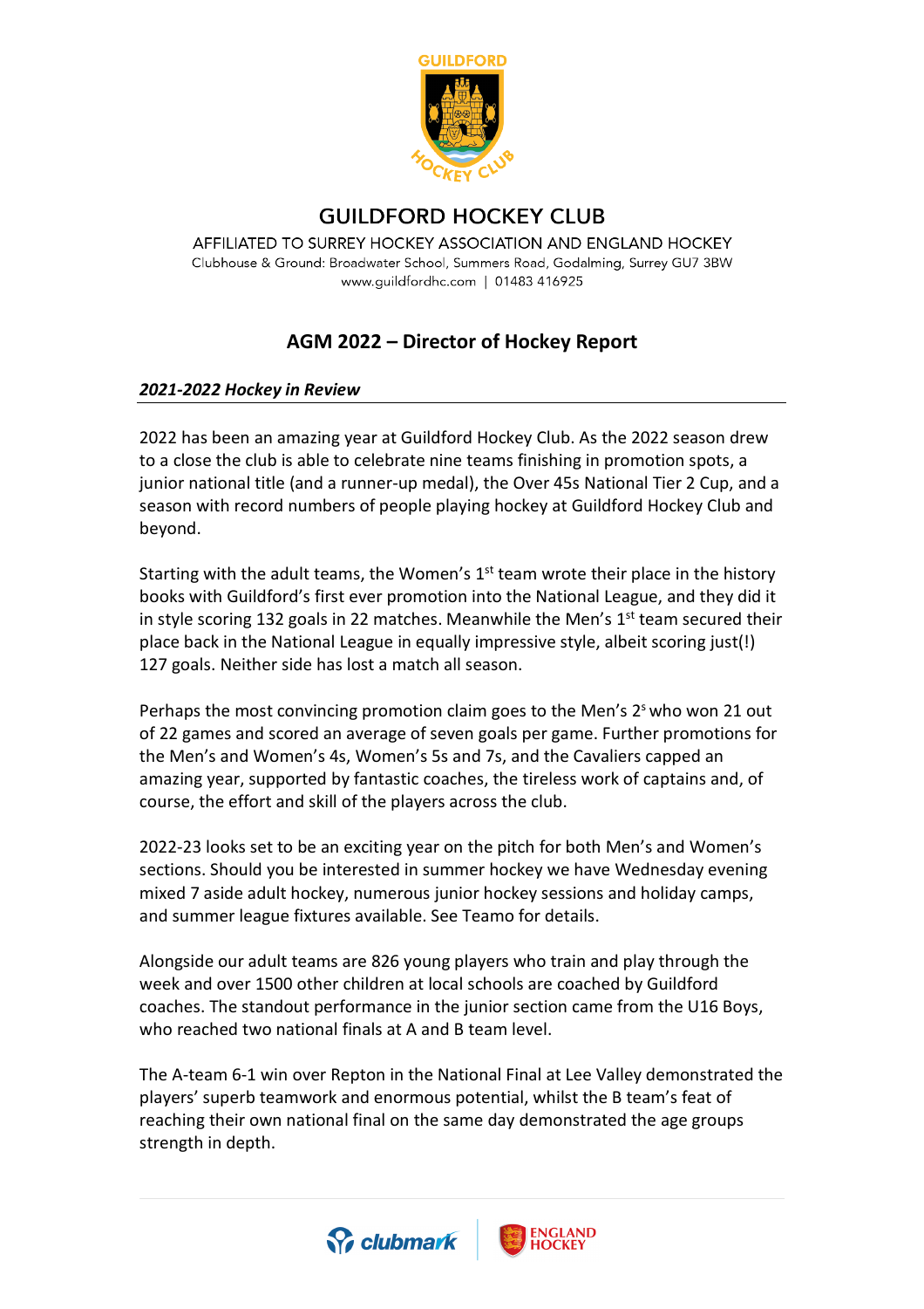# GUILDFORD HOCKEY CLUB

AFFILIATED TO SURREY HOCKEY ASSOCIATION AND ENGLAND HOCKEY

Clubhouse & Ground: Broadwater School, Summers Road, Godalming, Surrey GU7 3BW

www.guildfordhc.com | 01483 416925

## AGM 2022 – Director of Hockey Report

### *2021-2022 Hockey in Review*

2022 has been an amazing year at Guildford Hockey Club. As the 2022 season drew to a close the club is able to celebrate nine teams finishing in promotion spots, a junior national title (and a runner-up medal), the Over 45s National Tier 2 Cup, and a season with record numbers of people playing hockey at Guildford Hockey Club and beyond.

Starting with the adult teams, the Women's 1st team wrote their place in the history books with Guildford's first ever promotion into the National League, and they did it in style scoring 132 goals in 22 matches. Meanwhile the Men's 1st team secured their place back in the National League in equally impressive style, albeit scoring just(!) 127 goals. Neither side has lost a match all season.

Perhaps the most convincing promotion claim goes to the Men's 2s who won 21 out of 22 games and scored an average of seven goals per game. Further promotions for the Men's and Women's 4s, Women's 5s and 7s, and the Cavaliers capped an amazing year, supported by fantastic coaches, the tireless work of captains and, of course, the effort and skill of the players across the club.

2022-23 looks set to be an exciting year on the pitch for both Men's and Women's sections. Should you be interested in summer hockey we have Wednesday evening mixed 7 aside adult hockey, numerous junior hockey sessions and holiday camps, and summer league fixtures available. See Teamo for details.

Alongside our adult teams are 826 young players who train and play through the week and over 1500 other children at local schools are coached by Guildford coaches. The standout performance in the junior section came from the U16 Boys, who reached two national finals at A and B team level.

The A-team 6-1 win over Repton in the National Final at Lee Valley demonstrated the players' superb teamwork and enormous potential, whilst the B team's feat of reaching their own national final on the same day demonstrated the age groups strength in depth.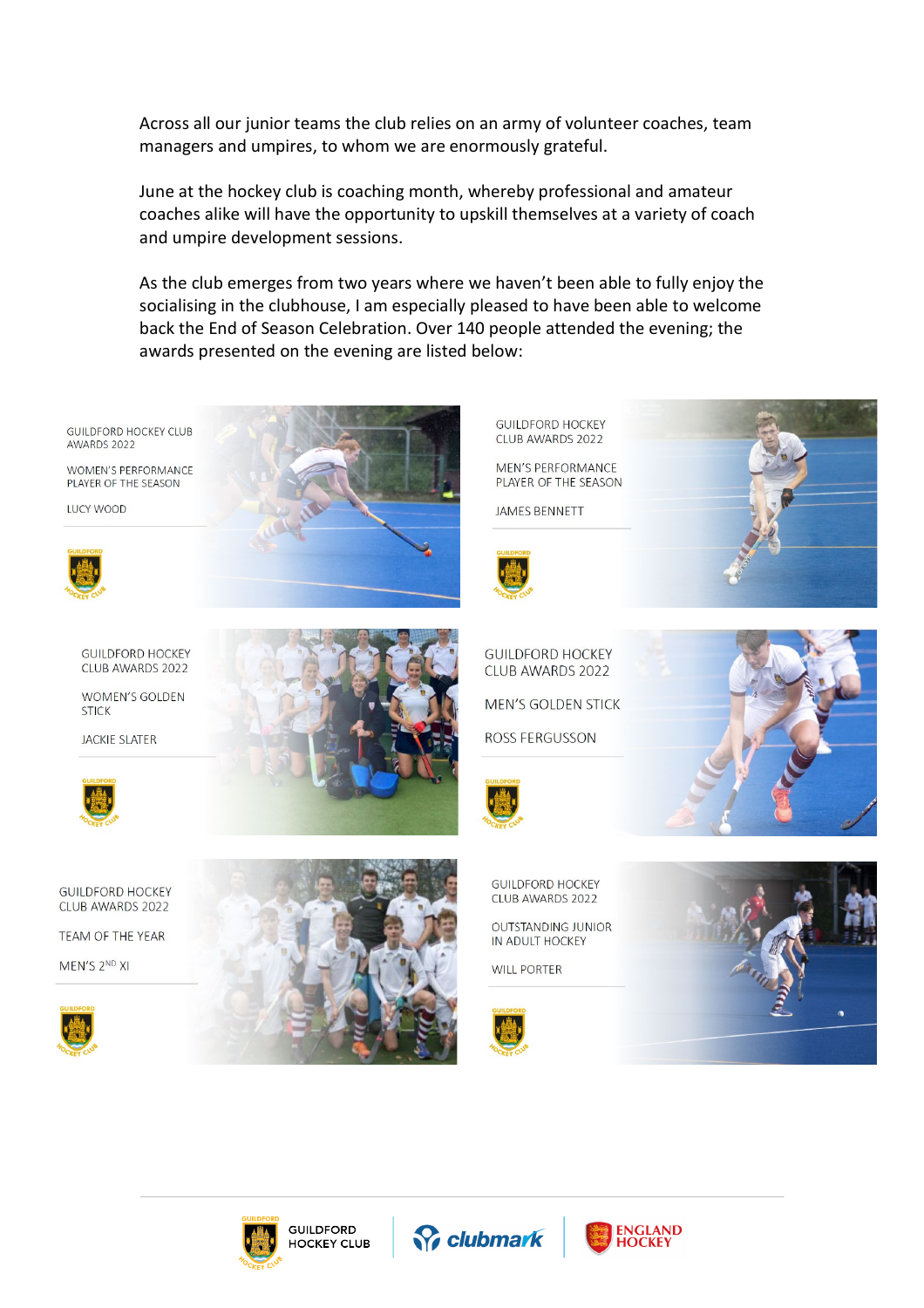Across all our junior teams the club relies on an army of volunteer coaches, team managers and umpires, to whom we are enormously grateful.

June at the hockey club is coaching month, whereby professional and amateur coaches alike will have the opportunity to upskill themselves at a variety of coach and umpire development sessions.

As the club emerges from two years where we haven't been able to fully enjoy the socialising in the clubhouse, I am especially pleased to have been able to welcome back the End of Season Celebration. Over 140 people attended the evening; the awards presented on the evening are listed below:

GUILDFORD HOCKEY CLUB AWARDS 2022

WOMEN'S PERFORMANCE PLAYER OF THE SEASON

LUCY WOOD

GUILDFORD HOCKEY CLUB AWARDS 2022

MEN'S PERFORMANCE PLAYER OF THE SEASON

JAMES BENNETT

GUILDFORD HOCKEY CLUB AWARDS 2022

WOMEN'S GOLDEN STICK

JACKIE SLATER

GUILDFORD HOCKEY CLUB AWARDS 2022

MEN'S GOLDEN STICK

ROSS FERGUSSON

GUILDFORD HOCKEY CLUB AWARDS 2022

TEAM OF THE YEAR

MEN'S 2ND XI

GUILDFORD HOCKEY CLUB AWARDS 2022

OUTSTANDING JUNIOR IN ADULT HOCKEY

WILL PORTER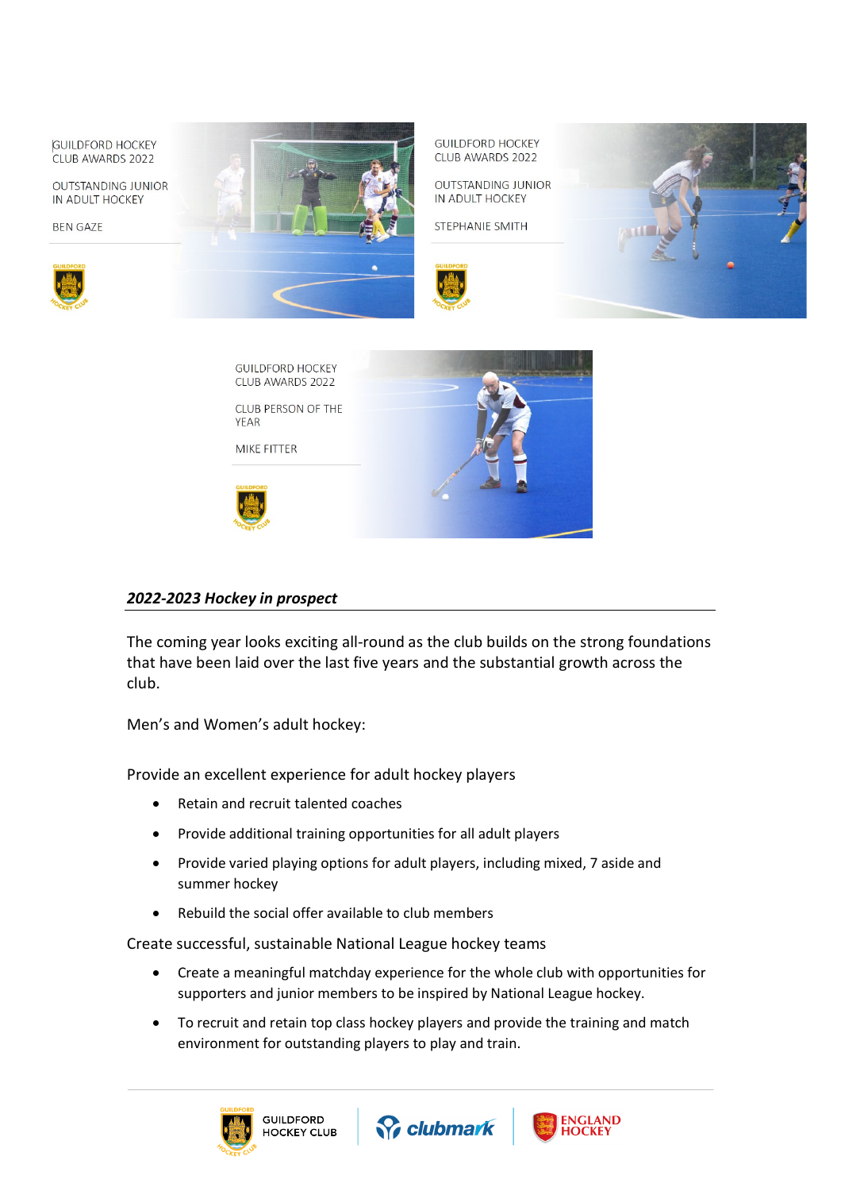GUILDFORD HOCKEY CLUB AWARDS 2022

OUTSTANDING JUNIOR IN ADULT HOCKEY

BEN GAZE

GUILDFORD HOCKEY CLUB AWARDS 2022

OUTSTANDING JUNIOR IN ADULT HOCKEY

STEPHANIE SMITH

GUILDFORD HOCKEY CLUB AWARDS 2022

CLUB PERSON OF THE YEAR

MIKE FITTER

## *2022-2023 Hockey in prospect*

The coming year looks exciting all-round as the club builds on the strong foundations that have been laid over the last five years and the substantial growth across the club.

Men's and Women's adult hockey:

Provide an excellent experience for adult hockey players

- Retain and recruit talented coaches
- Provide additional training opportunities for all adult players
- Provide varied playing options for adult players, including mixed, 7 aside and summer hockey
- Rebuild the social offer available to club members

Create successful, sustainable National League hockey teams

- Create a meaningful matchday experience for the whole club with opportunities for supporters and junior members to be inspired by National League hockey.
- To recruit and retain top class hockey players and provide the training and match environment for outstanding players to play and train.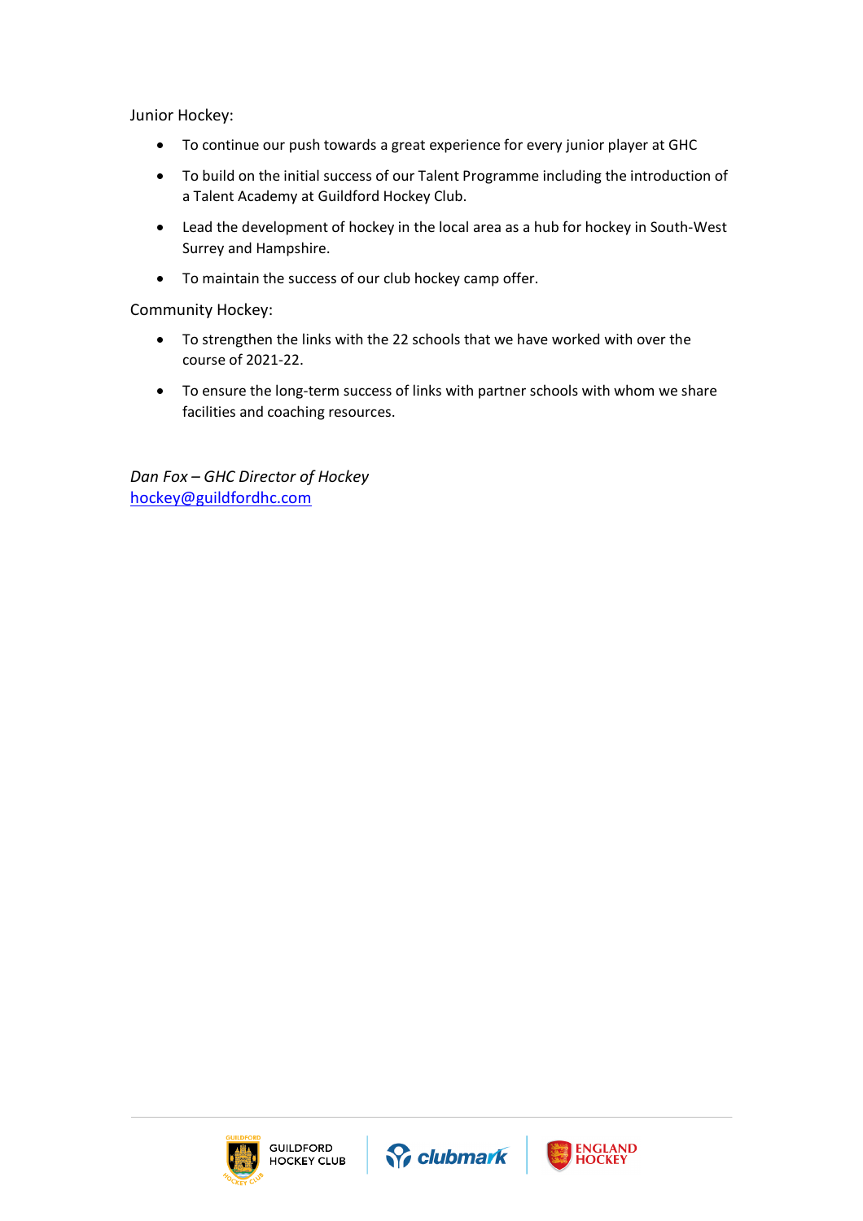Junior Hockey:

- To continue our push towards a great experience for every junior player at GHC
- To build on the initial success of our Talent Programme including the introduction of a Talent Academy at Guildford Hockey Club.
- Lead the development of hockey in the local area as a hub for hockey in South-West Surrey and Hampshire.
- To maintain the success of our club hockey camp offer.

Community Hockey:

- To strengthen the links with the 22 schools that we have worked with over the course of 2021-22.
- To ensure the long-term success of links with partner schools with whom we share facilities and coaching resources.

*Dan Fox – GHC Director of Hockey*
hockey@guildfordhc.com